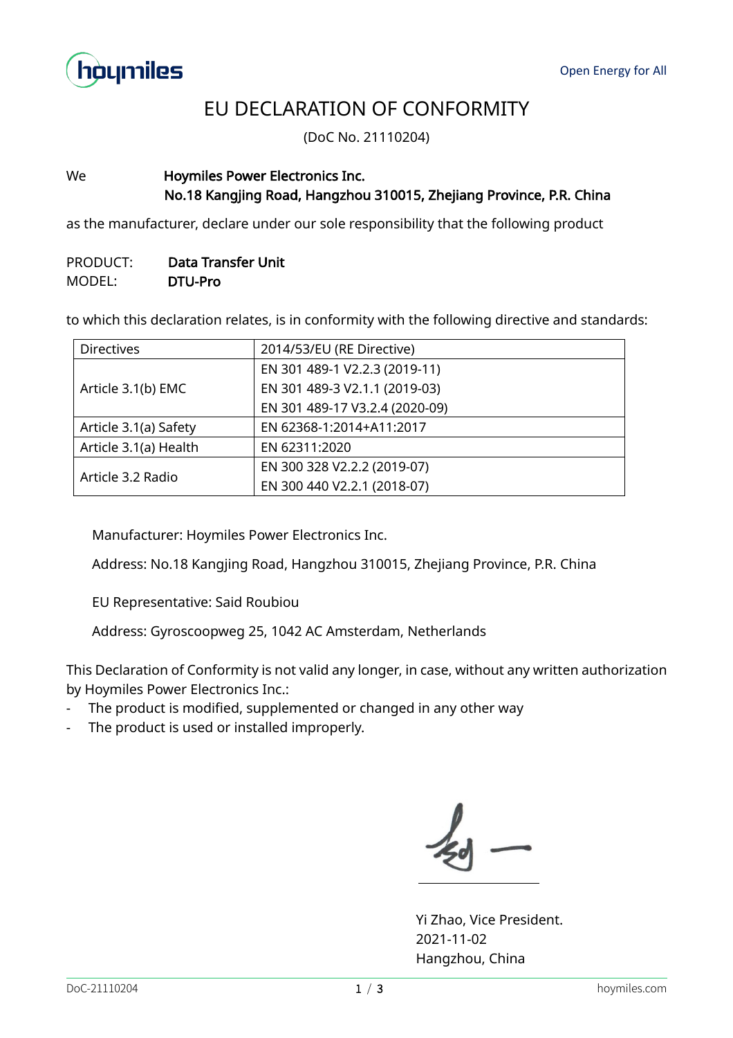Open Energy for All

# EU DECLARATION OF CONFORMITY

(DoC No. 21110204)

We **Hoymiles Power Electronics Inc.**
**No.18 Kangjing Road, Hangzhou 310015, Zhejiang Province, P.R. China**

as the manufacturer, declare under our sole responsibility that the following product

PRODUCT: **Data Transfer Unit**
MODEL: **DTU-Pro**

to which this declaration relates, is in conformity with the following directive and standards:

| Directives | 2014/53/EU (RE Directive) |
|---|---|
| Article 3.1(b) EMC | EN 301 489-1 V2.2.3 (2019-11) |
| | EN 301 489-3 V2.1.1 (2019-03) |
| | EN 301 489-17 V3.2.4 (2020-09) |
| Article 3.1(a) Safety | EN 62368-1:2014+A11:2017 |
| Article 3.1(a) Health | EN 62311:2020 |
| Article 3.2 Radio | EN 300 328 V2.2.2 (2019-07) |
| | EN 300 440 V2.2.1 (2018-07) |

Manufacturer: Hoymiles Power Electronics Inc.

Address: No.18 Kangjing Road, Hangzhou 310015, Zhejiang Province, P.R. China

EU Representative: Said Roubiou

Address: Gyroscoopweg 25, 1042 AC Amsterdam, Netherlands

This Declaration of Conformity is not valid any longer, in case, without any written authorization by Hoymiles Power Electronics Inc.:

- The product is modified, supplemented or changed in any other way
- The product is used or installed improperly.

Yi Zhao, Vice President.
2021-11-02
Hangzhou, China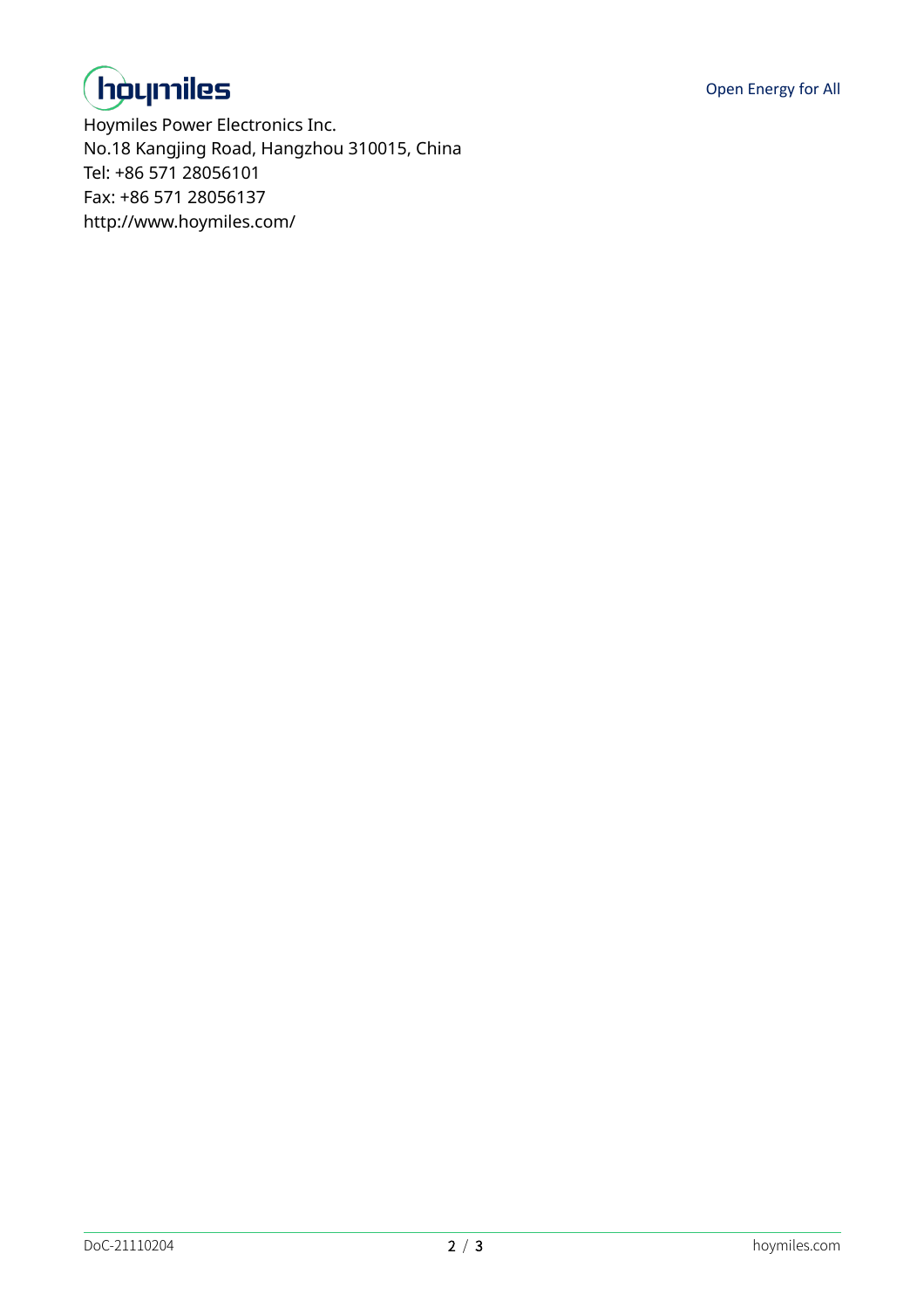Hoymiles Power Electronics Inc.
No.18 Kangjing Road, Hangzhou 310015, China
Tel: +86 571 28056101
Fax: +86 571 28056137
http://www.hoymiles.com/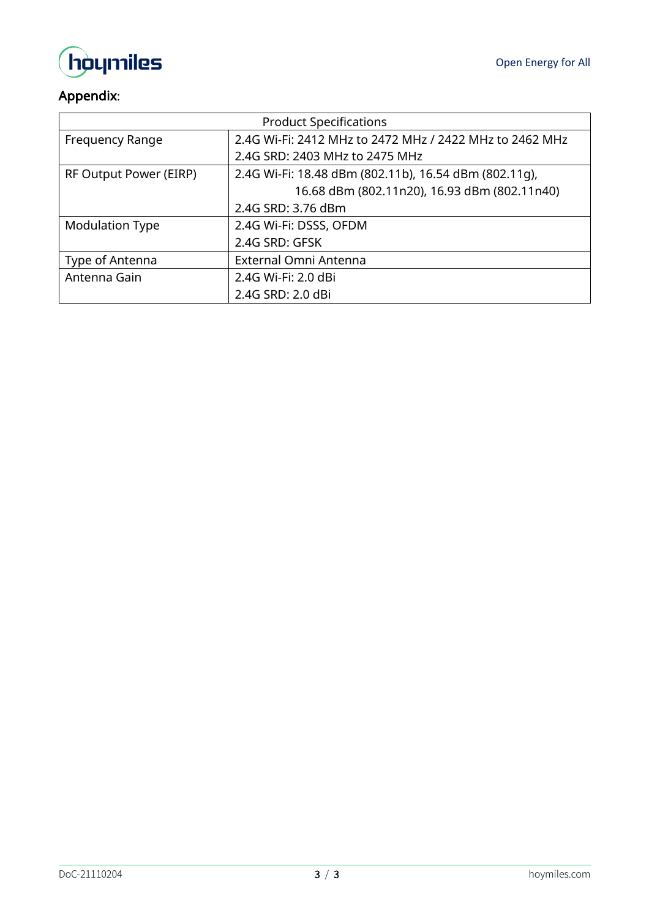## Appendix:

| Product Specifications | |
|---|---|
| Frequency Range | 2.4G Wi-Fi: 2412 MHz to 2472 MHz / 2422 MHz to 2462 MHz<br>2.4G SRD: 2403 MHz to 2475 MHz |
| RF Output Power (EIRP) | 2.4G Wi-Fi: 18.48 dBm (802.11b), 16.54 dBm (802.11g), 16.68 dBm (802.11n20), 16.93 dBm (802.11n40)<br>2.4G SRD: 3.76 dBm |
| Modulation Type | 2.4G Wi-Fi: DSSS, OFDM<br>2.4G SRD: GFSK |
| Type of Antenna | External Omni Antenna |
| Antenna Gain | 2.4G Wi-Fi: 2.0 dBi<br>2.4G SRD: 2.0 dBi |